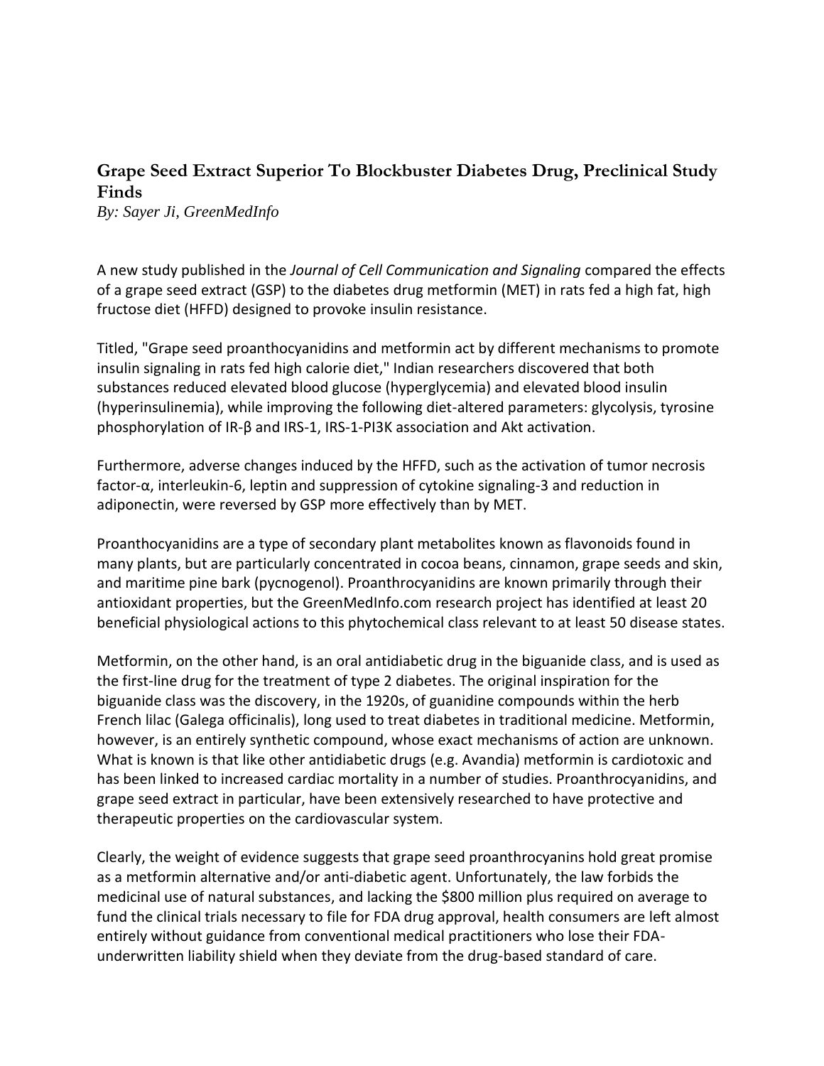# Grape Seed Extract Superior To Blockbuster Diabetes Drug, Preclinical Study Finds

*By: Sayer Ji, GreenMedInfo*

A new study published in the *Journal of Cell Communication and Signaling* compared the effects of a grape seed extract (GSP) to the diabetes drug metformin (MET) in rats fed a high fat, high fructose diet (HFFD) designed to provoke insulin resistance.

Titled, "Grape seed proanthocyanidins and metformin act by different mechanisms to promote insulin signaling in rats fed high calorie diet," Indian researchers discovered that both substances reduced elevated blood glucose (hyperglycemia) and elevated blood insulin (hyperinsulinemia), while improving the following diet-altered parameters: glycolysis, tyrosine phosphorylation of IR-β and IRS-1, IRS-1-PI3K association and Akt activation.

Furthermore, adverse changes induced by the HFFD, such as the activation of tumor necrosis factor-α, interleukin-6, leptin and suppression of cytokine signaling-3 and reduction in adiponectin, were reversed by GSP more effectively than by MET.

Proanthocyanidins are a type of secondary plant metabolites known as flavonoids found in many plants, but are particularly concentrated in cocoa beans, cinnamon, grape seeds and skin, and maritime pine bark (pycnogenol). Proanthrocyanidins are known primarily through their antioxidant properties, but the GreenMedInfo.com research project has identified at least 20 beneficial physiological actions to this phytochemical class relevant to at least 50 disease states.

Metformin, on the other hand, is an oral antidiabetic drug in the biguanide class, and is used as the first-line drug for the treatment of type 2 diabetes. The original inspiration for the biguanide class was the discovery, in the 1920s, of guanidine compounds within the herb French lilac (Galega officinalis), long used to treat diabetes in traditional medicine. Metformin, however, is an entirely synthetic compound, whose exact mechanisms of action are unknown. What is known is that like other antidiabetic drugs (e.g. Avandia) metformin is cardiotoxic and has been linked to increased cardiac mortality in a number of studies. Proanthrocyanidins, and grape seed extract in particular, have been extensively researched to have protective and therapeutic properties on the cardiovascular system.

Clearly, the weight of evidence suggests that grape seed proanthrocyanins hold great promise as a metformin alternative and/or anti-diabetic agent. Unfortunately, the law forbids the medicinal use of natural substances, and lacking the $800 million plus required on average to fund the clinical trials necessary to file for FDA drug approval, health consumers are left almost entirely without guidance from conventional medical practitioners who lose their FDA-underwritten liability shield when they deviate from the drug-based standard of care.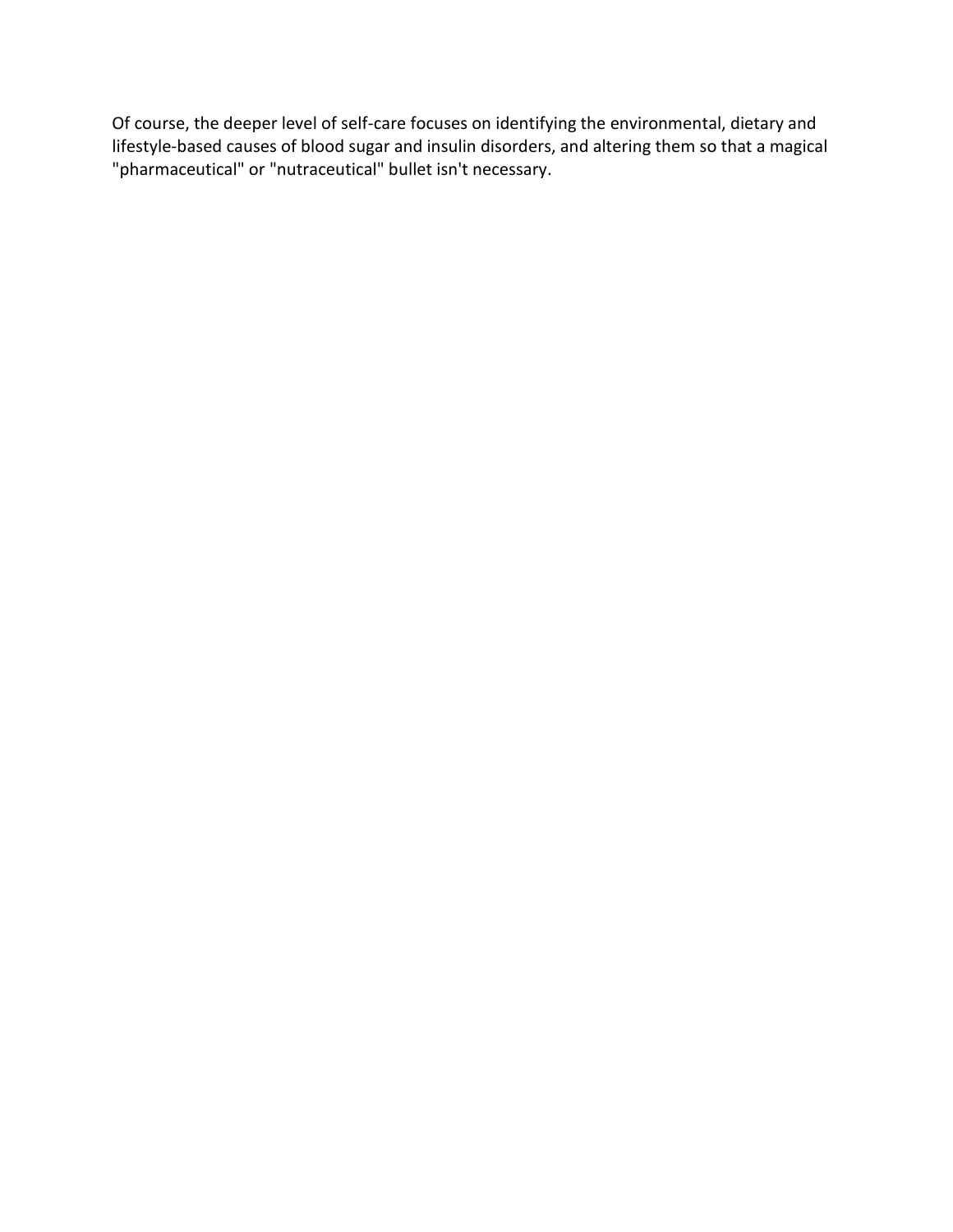Of course, the deeper level of self-care focuses on identifying the environmental, dietary and lifestyle-based causes of blood sugar and insulin disorders, and altering them so that a magical "pharmaceutical" or "nutraceutical" bullet isn't necessary.